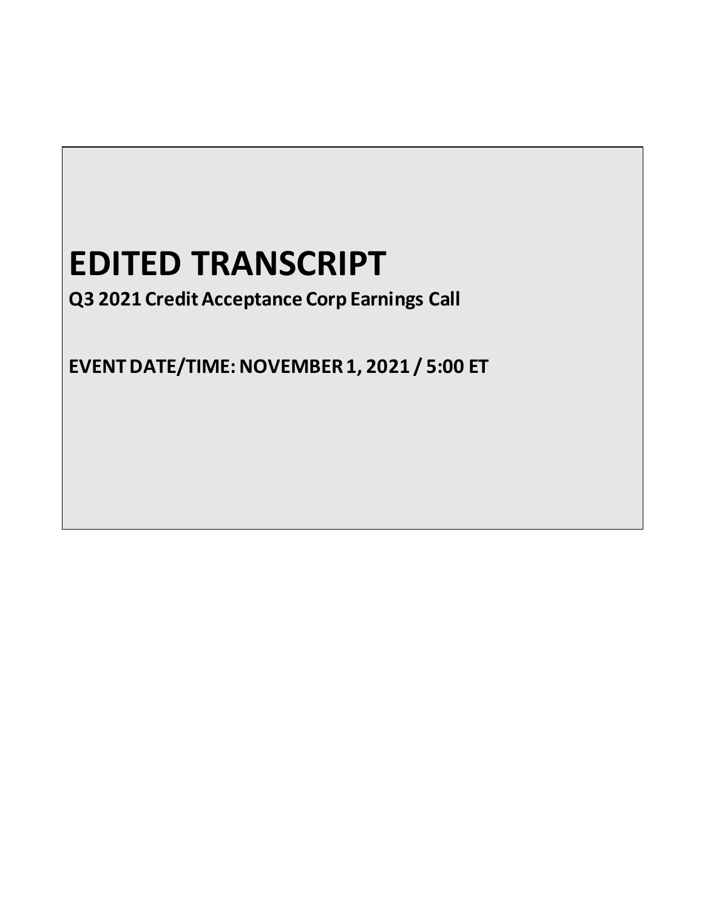# EDITED TRANSCRIPT

**Q3 2021 Credit Acceptance Corp Earnings Call**

**EVENT DATE/TIME: NOVEMBER 1, 2021 / 5:00 ET**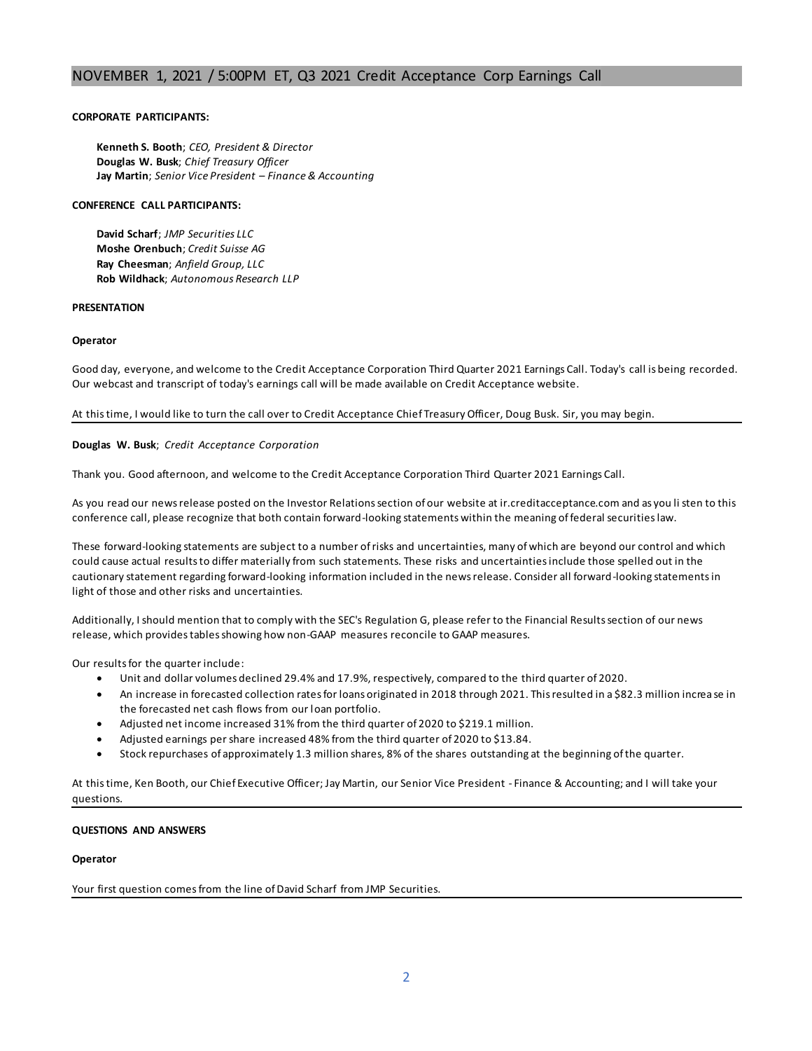## NOVEMBER 1, 2021 / 5:00PM ET, Q3 2021 Credit Acceptance Corp Earnings Call

**CORPORATE PARTICIPANTS:**

**Kenneth S. Booth**; *CEO, President & Director*
**Douglas W. Busk**; *Chief Treasury Officer*
**Jay Martin**; *Senior Vice President – Finance & Accounting*

**CONFERENCE CALL PARTICIPANTS:**

**David Scharf**; *JMP Securities LLC*
**Moshe Orenbuch**; *Credit Suisse AG*
**Ray Cheesman**; *Anfield Group, LLC*
**Rob Wildhack**; *Autonomous Research LLP*

**PRESENTATION**

**Operator**

Good day, everyone, and welcome to the Credit Acceptance Corporation Third Quarter 2021 Earnings Call. Today's call is being recorded. Our webcast and transcript of today's earnings call will be made available on Credit Acceptance website.

At this time, I would like to turn the call over to Credit Acceptance Chief Treasury Officer, Doug Busk. Sir, you may begin.

---

**Douglas W. Busk**; *Credit Acceptance Corporation*

Thank you. Good afternoon, and welcome to the Credit Acceptance Corporation Third Quarter 2021 Earnings Call.

As you read our news release posted on the Investor Relations section of our website at ir.creditacceptance.com and as you listen to this conference call, please recognize that both contain forward-looking statements within the meaning of federal securities law.

These forward-looking statements are subject to a number of risks and uncertainties, many of which are beyond our control and which could cause actual results to differ materially from such statements. These risks and uncertainties include those spelled out in the cautionary statement regarding forward-looking information included in the news release. Consider all forward-looking statements in light of those and other risks and uncertainties.

Additionally, I should mention that to comply with the SEC's Regulation G, please refer to the Financial Results section of our news release, which provides tables showing how non-GAAP measures reconcile to GAAP measures.

Our results for the quarter include:

- Unit and dollar volumes declined 29.4% and 17.9%, respectively, compared to the third quarter of 2020.
- An increase in forecasted collection rates for loans originated in 2018 through 2021. This resulted in a $82.3 million increase in the forecasted net cash flows from our loan portfolio.
- Adjusted net income increased 31% from the third quarter of 2020 to $219.1 million.
- Adjusted earnings per share increased 48% from the third quarter of 2020 to $13.84.
- Stock repurchases of approximately 1.3 million shares, 8% of the shares outstanding at the beginning of the quarter.

At this time, Ken Booth, our Chief Executive Officer; Jay Martin, our Senior Vice President - Finance & Accounting; and I will take your questions.

---

**QUESTIONS AND ANSWERS**

**Operator**

Your first question comes from the line of David Scharf from JMP Securities.

---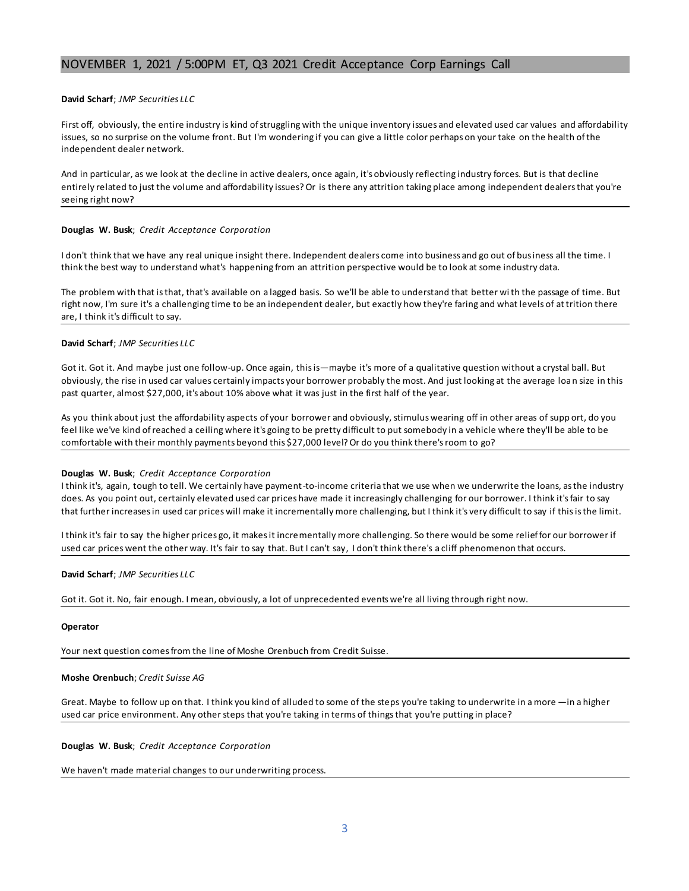**David Scharf**; *JMP Securities LLC*

First off, obviously, the entire industry is kind of struggling with the unique inventory issues and elevated used car values and affordability issues, so no surprise on the volume front. But I'm wondering if you can give a little color perhaps on your take on the health of the independent dealer network.

And in particular, as we look at the decline in active dealers, once again, it's obviously reflecting industry forces. But is that decline entirely related to just the volume and affordability issues? Or is there any attrition taking place among independent dealers that you're seeing right now?

**Douglas W. Busk**; *Credit Acceptance Corporation*

I don't think that we have any real unique insight there. Independent dealers come into business and go out of business all the time. I think the best way to understand what's happening from an attrition perspective would be to look at some industry data.

The problem with that is that, that's available on a lagged basis. So we'll be able to understand that better with the passage of time. But right now, I'm sure it's a challenging time to be an independent dealer, but exactly how they're faring and what levels of attrition there are, I think it's difficult to say.

**David Scharf**; *JMP Securities LLC*

Got it. Got it. And maybe just one follow-up. Once again, this is—maybe it's more of a qualitative question without a crystal ball. But obviously, the rise in used car values certainly impacts your borrower probably the most. And just looking at the average loan size in this past quarter, almost $27,000, it's about 10% above what it was just in the first half of the year.

As you think about just the affordability aspects of your borrower and obviously, stimulus wearing off in other areas of support, do you feel like we've kind of reached a ceiling where it's going to be pretty difficult to put somebody in a vehicle where they'll be able to be comfortable with their monthly payments beyond this $27,000 level? Or do you think there's room to go?

**Douglas W. Busk**; *Credit Acceptance Corporation*

I think it's, again, tough to tell. We certainly have payment-to-income criteria that we use when we underwrite the loans, as the industry does. As you point out, certainly elevated used car prices have made it increasingly challenging for our borrower. I think it's fair to say that further increases in used car prices will make it incrementally more challenging, but I think it's very difficult to say if this is the limit.

I think it's fair to say the higher prices go, it makes it incrementally more challenging. So there would be some relief for our borrower if used car prices went the other way. It's fair to say that. But I can't say, I don't think there's a cliff phenomenon that occurs.

**David Scharf**; *JMP Securities LLC*

Got it. Got it. No, fair enough. I mean, obviously, a lot of unprecedented events we're all living through right now.

**Operator**

Your next question comes from the line of Moshe Orenbuch from Credit Suisse.

**Moshe Orenbuch**; *Credit Suisse AG*

Great. Maybe to follow up on that. I think you kind of alluded to some of the steps you're taking to underwrite in a more —in a higher used car price environment. Any other steps that you're taking in terms of things that you're putting in place?

**Douglas W. Busk**; *Credit Acceptance Corporation*

We haven't made material changes to our underwriting process.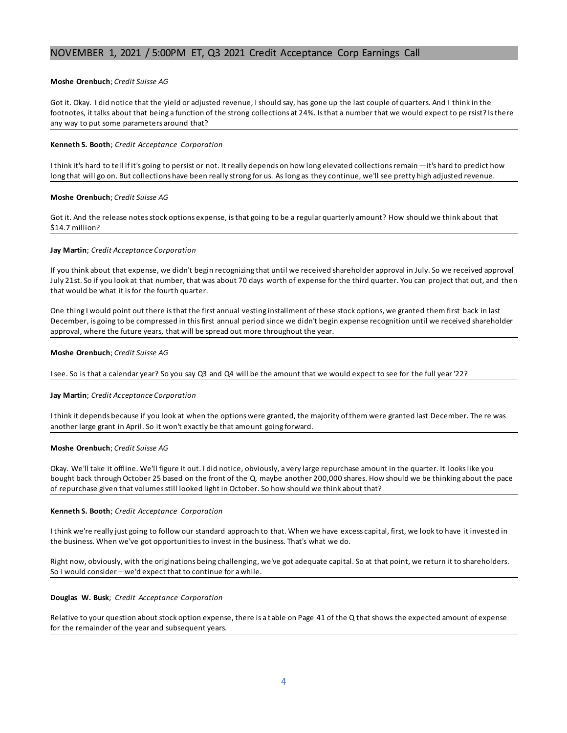**Moshe Orenbuch**; *Credit Suisse AG*

Got it. Okay. I did notice that the yield or adjusted revenue, I should say, has gone up the last couple of quarters. And I think in the footnotes, it talks about that being a function of the strong collections at 24%. Is that a number that we would expect to persist? Is there any way to put some parameters around that?

**Kenneth S. Booth**; *Credit Acceptance Corporation*

I think it's hard to tell if it's going to persist or not. It really depends on how long elevated collections remain—it's hard to predict how long that will go on. But collections have been really strong for us. As long as they continue, we'll see pretty high adjusted revenue.

**Moshe Orenbuch**; *Credit Suisse AG*

Got it. And the release notes stock options expense, is that going to be a regular quarterly amount? How should we think about that $14.7 million?

**Jay Martin**; *Credit Acceptance Corporation*

If you think about that expense, we didn't begin recognizing that until we received shareholder approval in July. So we received approval July 21st. So if you look at that number, that was about 70 days worth of expense for the third quarter. You can project that out, and then that would be what it is for the fourth quarter.

One thing I would point out there is that the first annual vesting installment of these stock options, we granted them first back in last December, is going to be compressed in this first annual period since we didn't begin expense recognition until we received shareholder approval, where the future years, that will be spread out more throughout the year.

**Moshe Orenbuch**; *Credit Suisse AG*

I see. So is that a calendar year? So you say Q3 and Q4 will be the amount that we would expect to see for the full year '22?

**Jay Martin**; *Credit Acceptance Corporation*

I think it depends because if you look at when the options were granted, the majority of them were granted last December. There was another large grant in April. So it won't exactly be that amount going forward.

**Moshe Orenbuch**; *Credit Suisse AG*

Okay. We'll take it offline. We'll figure it out. I did notice, obviously, a very large repurchase amount in the quarter. It looks like you bought back through October 25 based on the front of the Q, maybe another 200,000 shares. How should we be thinking about the pace of repurchase given that volumes still looked light in October. So how should we think about that?

**Kenneth S. Booth**; *Credit Acceptance Corporation*

I think we're really just going to follow our standard approach to that. When we have excess capital, first, we look to have it invested in the business. When we've got opportunities to invest in the business. That's what we do.

Right now, obviously, with the originations being challenging, we've got adequate capital. So at that point, we return it to shareholders. So I would consider—we'd expect that to continue for a while.

**Douglas W. Busk**; *Credit Acceptance Corporation*

Relative to your question about stock option expense, there is a table on Page 41 of the Q that shows the expected amount of expense for the remainder of the year and subsequent years.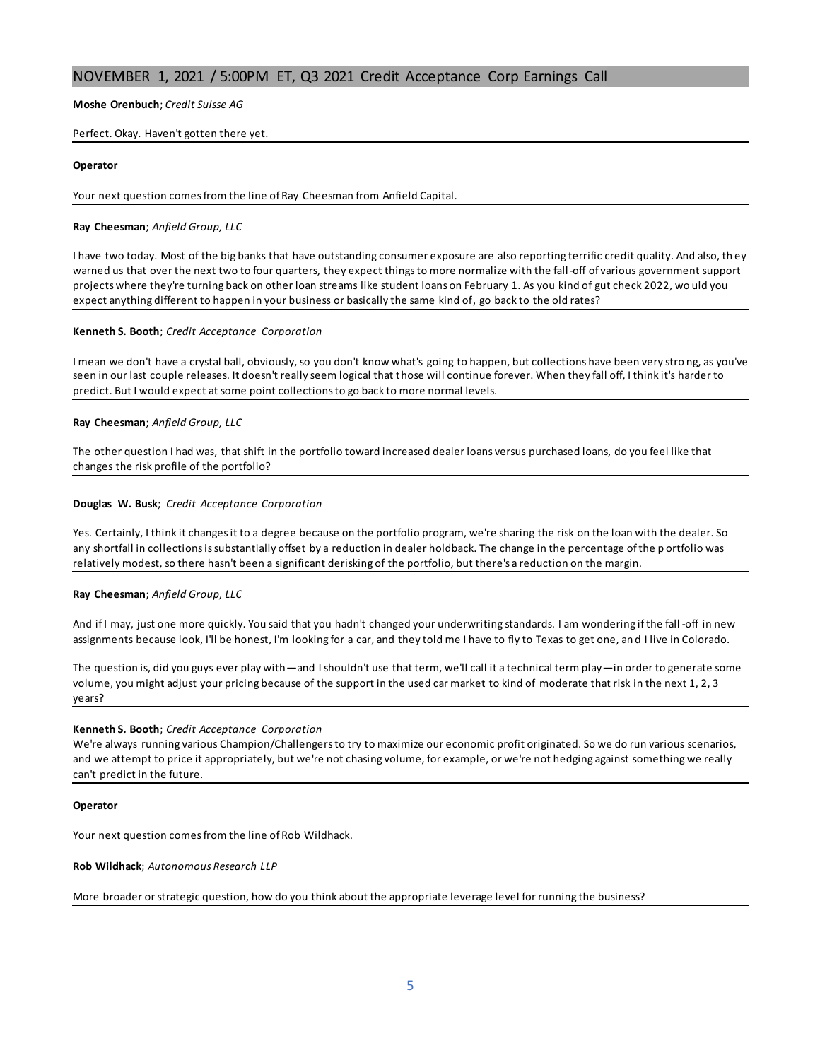**Moshe Orenbuch**; *Credit Suisse AG*

Perfect. Okay. Haven't gotten there yet.

**Operator**

Your next question comes from the line of Ray Cheesman from Anfield Capital.

**Ray Cheesman**; *Anfield Group, LLC*

I have two today. Most of the big banks that have outstanding consumer exposure are also reporting terrific credit quality. And also, they warned us that over the next two to four quarters, they expect things to more normalize with the fall-off of various government support projects where they're turning back on other loan streams like student loans on February 1. As you kind of gut check 2022, would you expect anything different to happen in your business or basically the same kind of, go back to the old rates?

**Kenneth S. Booth**; *Credit Acceptance Corporation*

I mean we don't have a crystal ball, obviously, so you don't know what's going to happen, but collections have been very strong, as you've seen in our last couple releases. It doesn't really seem logical that those will continue forever. When they fall off, I think it's harder to predict. But I would expect at some point collections to go back to more normal levels.

**Ray Cheesman**; *Anfield Group, LLC*

The other question I had was, that shift in the portfolio toward increased dealer loans versus purchased loans, do you feel like that changes the risk profile of the portfolio?

**Douglas W. Busk**; *Credit Acceptance Corporation*

Yes. Certainly, I think it changes it to a degree because on the portfolio program, we're sharing the risk on the loan with the dealer. So any shortfall in collections is substantially offset by a reduction in dealer holdback. The change in the percentage of the portfolio was relatively modest, so there hasn't been a significant derisking of the portfolio, but there's a reduction on the margin.

**Ray Cheesman**; *Anfield Group, LLC*

And if I may, just one more quickly. You said that you hadn't changed your underwriting standards. I am wondering if the fall-off in new assignments because look, I'll be honest, I'm looking for a car, and they told me I have to fly to Texas to get one, and I live in Colorado.

The question is, did you guys ever play with—and I shouldn't use that term, we'll call it a technical term play—in order to generate some volume, you might adjust your pricing because of the support in the used car market to kind of moderate that risk in the next 1, 2, 3 years?

**Kenneth S. Booth**; *Credit Acceptance Corporation*

We're always running various Champion/Challengers to try to maximize our economic profit originated. So we do run various scenarios, and we attempt to price it appropriately, but we're not chasing volume, for example, or we're not hedging against something we really can't predict in the future.

**Operator**

Your next question comes from the line of Rob Wildhack.

**Rob Wildhack**; *Autonomous Research LLP*

More broader or strategic question, how do you think about the appropriate leverage level for running the business?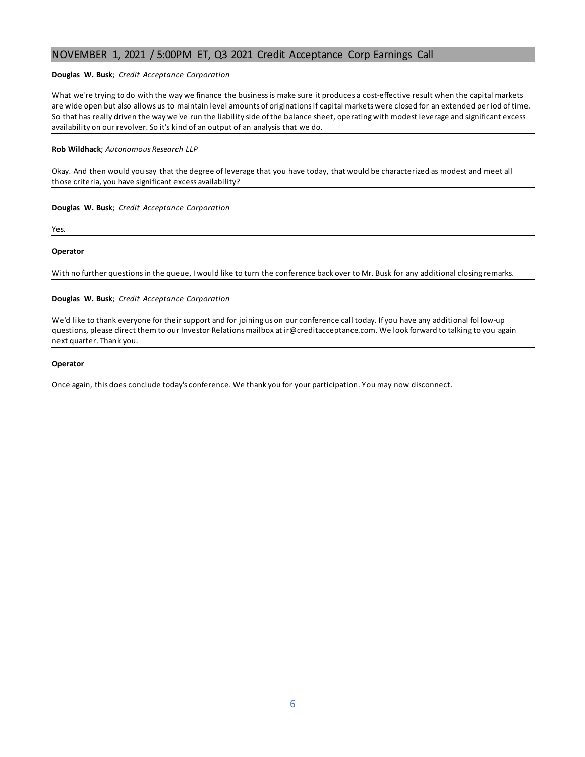**Douglas W. Busk**; *Credit Acceptance Corporation*

What we're trying to do with the way we finance the business is make sure it produces a cost-effective result when the capital markets are wide open but also allows us to maintain level amounts of originations if capital markets were closed for an extended period of time. So that has really driven the way we've run the liability side of the balance sheet, operating with modest leverage and significant excess availability on our revolver. So it's kind of an output of an analysis that we do.

**Rob Wildhack**; *Autonomous Research LLP*

Okay. And then would you say that the degree of leverage that you have today, that would be characterized as modest and meet all those criteria, you have significant excess availability?

**Douglas W. Busk**; *Credit Acceptance Corporation*

Yes.

**Operator**

With no further questions in the queue, I would like to turn the conference back over to Mr. Busk for any additional closing remarks.

**Douglas W. Busk**; *Credit Acceptance Corporation*

We'd like to thank everyone for their support and for joining us on our conference call today. If you have any additional follow-up questions, please direct them to our Investor Relations mailbox at ir@creditacceptance.com. We look forward to talking to you again next quarter. Thank you.

**Operator**

Once again, this does conclude today's conference. We thank you for your participation. You may now disconnect.